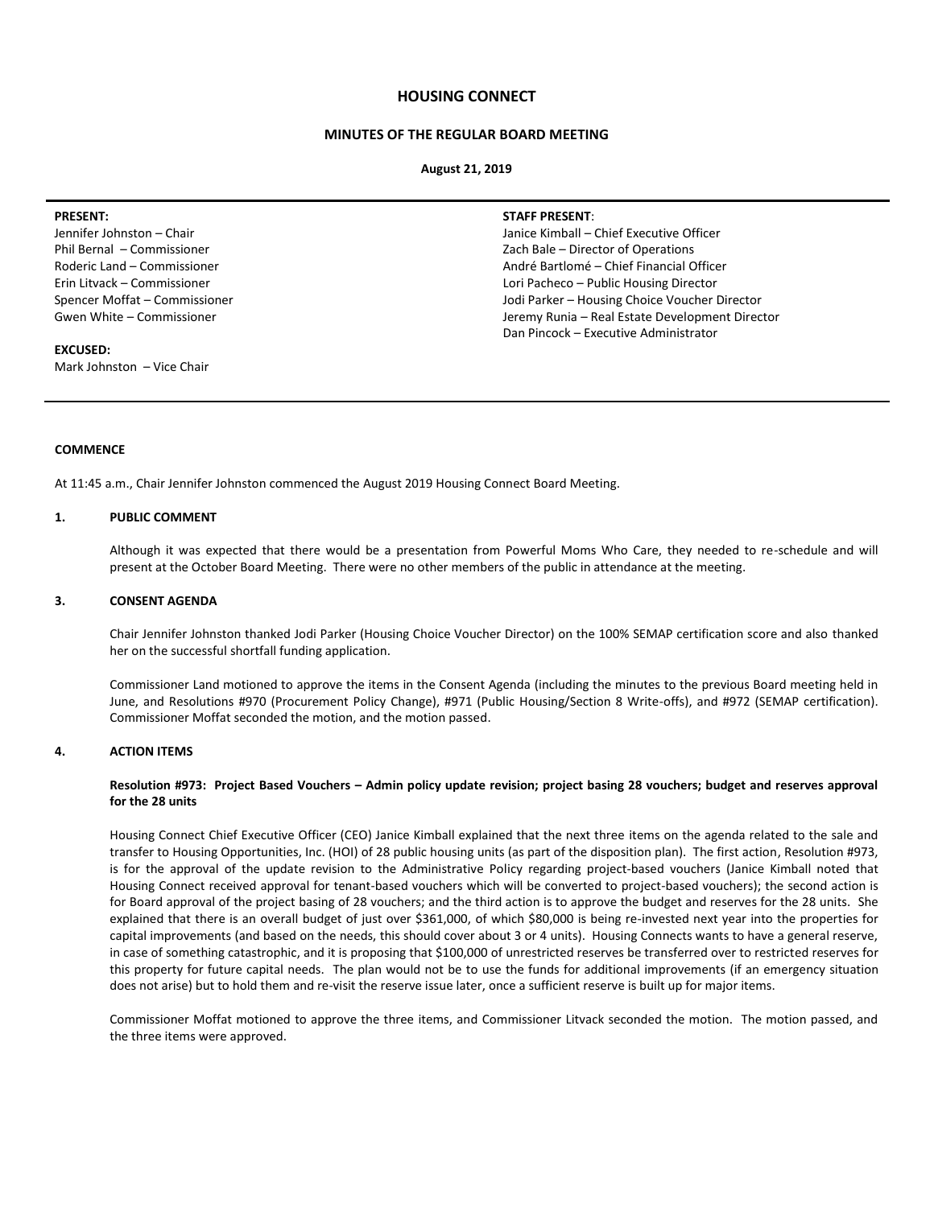# HOUSING CONNECT

## MINUTES OF THE REGULAR BOARD MEETING

**August 21, 2019**

**PRESENT:**
Jennifer Johnston – Chair
Phil Bernal – Commissioner
Roderic Land – Commissioner
Erin Litvack – Commissioner
Spencer Moffat – Commissioner
Gwen White – Commissioner

**EXCUSED:**
Mark Johnston – Vice Chair

**STAFF PRESENT**:
Janice Kimball – Chief Executive Officer
Zach Bale – Director of Operations
André Bartlomé – Chief Financial Officer
Lori Pacheco – Public Housing Director
Jodi Parker – Housing Choice Voucher Director
Jeremy Runia – Real Estate Development Director
Dan Pincock – Executive Administrator

### COMMENCE

At 11:45 a.m., Chair Jennifer Johnston commenced the August 2019 Housing Connect Board Meeting.

### 1. PUBLIC COMMENT

Although it was expected that there would be a presentation from Powerful Moms Who Care, they needed to re-schedule and will present at the October Board Meeting. There were no other members of the public in attendance at the meeting.

### 3. CONSENT AGENDA

Chair Jennifer Johnston thanked Jodi Parker (Housing Choice Voucher Director) on the 100% SEMAP certification score and also thanked her on the successful shortfall funding application.

Commissioner Land motioned to approve the items in the Consent Agenda (including the minutes to the previous Board meeting held in June, and Resolutions #970 (Procurement Policy Change), #971 (Public Housing/Section 8 Write-offs), and #972 (SEMAP certification). Commissioner Moffat seconded the motion, and the motion passed.

### 4. ACTION ITEMS

**Resolution #973: Project Based Vouchers – Admin policy update revision; project basing 28 vouchers; budget and reserves approval for the 28 units**

Housing Connect Chief Executive Officer (CEO) Janice Kimball explained that the next three items on the agenda related to the sale and transfer to Housing Opportunities, Inc. (HOI) of 28 public housing units (as part of the disposition plan). The first action, Resolution #973, is for the approval of the update revision to the Administrative Policy regarding project-based vouchers (Janice Kimball noted that Housing Connect received approval for tenant-based vouchers which will be converted to project-based vouchers); the second action is for Board approval of the project basing of 28 vouchers; and the third action is to approve the budget and reserves for the 28 units. She explained that there is an overall budget of just over $361,000, of which $80,000 is being re-invested next year into the properties for capital improvements (and based on the needs, this should cover about 3 or 4 units). Housing Connects wants to have a general reserve, in case of something catastrophic, and it is proposing that $100,000 of unrestricted reserves be transferred over to restricted reserves for this property for future capital needs. The plan would not be to use the funds for additional improvements (if an emergency situation does not arise) but to hold them and re-visit the reserve issue later, once a sufficient reserve is built up for major items.

Commissioner Moffat motioned to approve the three items, and Commissioner Litvack seconded the motion. The motion passed, and the three items were approved.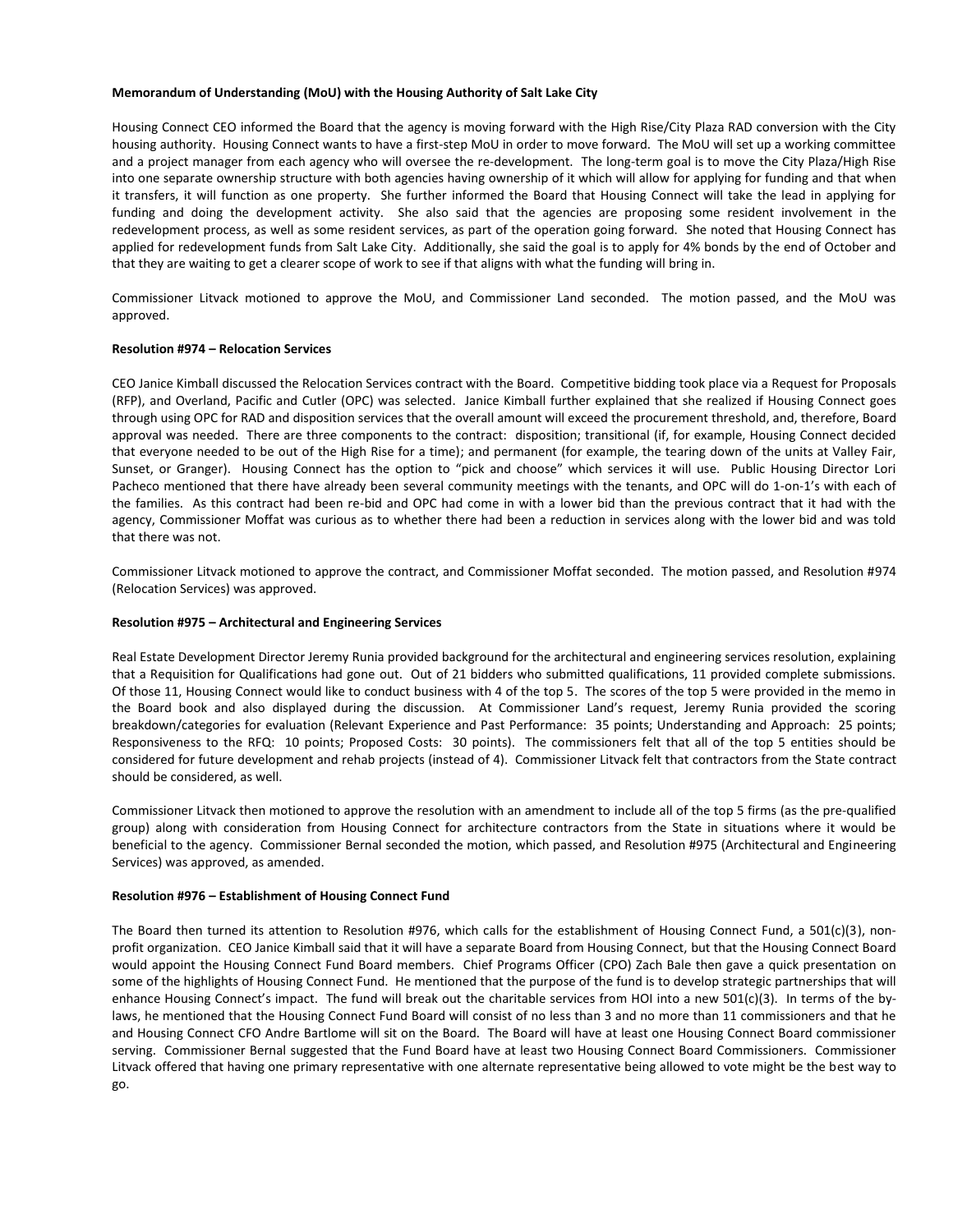**Memorandum of Understanding (MoU) with the Housing Authority of Salt Lake City**

Housing Connect CEO informed the Board that the agency is moving forward with the High Rise/City Plaza RAD conversion with the City housing authority. Housing Connect wants to have a first-step MoU in order to move forward. The MoU will set up a working committee and a project manager from each agency who will oversee the re-development. The long-term goal is to move the City Plaza/High Rise into one separate ownership structure with both agencies having ownership of it which will allow for applying for funding and that when it transfers, it will function as one property. She further informed the Board that Housing Connect will take the lead in applying for funding and doing the development activity. She also said that the agencies are proposing some resident involvement in the redevelopment process, as well as some resident services, as part of the operation going forward. She noted that Housing Connect has applied for redevelopment funds from Salt Lake City. Additionally, she said the goal is to apply for 4% bonds by the end of October and that they are waiting to get a clearer scope of work to see if that aligns with what the funding will bring in.

Commissioner Litvack motioned to approve the MoU, and Commissioner Land seconded. The motion passed, and the MoU was approved.

**Resolution #974 – Relocation Services**

CEO Janice Kimball discussed the Relocation Services contract with the Board. Competitive bidding took place via a Request for Proposals (RFP), and Overland, Pacific and Cutler (OPC) was selected. Janice Kimball further explained that she realized if Housing Connect goes through using OPC for RAD and disposition services that the overall amount will exceed the procurement threshold, and, therefore, Board approval was needed. There are three components to the contract: disposition; transitional (if, for example, Housing Connect decided that everyone needed to be out of the High Rise for a time); and permanent (for example, the tearing down of the units at Valley Fair, Sunset, or Granger). Housing Connect has the option to "pick and choose" which services it will use. Public Housing Director Lori Pacheco mentioned that there have already been several community meetings with the tenants, and OPC will do 1-on-1's with each of the families. As this contract had been re-bid and OPC had come in with a lower bid than the previous contract that it had with the agency, Commissioner Moffat was curious as to whether there had been a reduction in services along with the lower bid and was told that there was not.

Commissioner Litvack motioned to approve the contract, and Commissioner Moffat seconded. The motion passed, and Resolution #974 (Relocation Services) was approved.

**Resolution #975 – Architectural and Engineering Services**

Real Estate Development Director Jeremy Runia provided background for the architectural and engineering services resolution, explaining that a Requisition for Qualifications had gone out. Out of 21 bidders who submitted qualifications, 11 provided complete submissions. Of those 11, Housing Connect would like to conduct business with 4 of the top 5. The scores of the top 5 were provided in the memo in the Board book and also displayed during the discussion. At Commissioner Land's request, Jeremy Runia provided the scoring breakdown/categories for evaluation (Relevant Experience and Past Performance: 35 points; Understanding and Approach: 25 points; Responsiveness to the RFQ: 10 points; Proposed Costs: 30 points). The commissioners felt that all of the top 5 entities should be considered for future development and rehab projects (instead of 4). Commissioner Litvack felt that contractors from the State contract should be considered, as well.

Commissioner Litvack then motioned to approve the resolution with an amendment to include all of the top 5 firms (as the pre-qualified group) along with consideration from Housing Connect for architecture contractors from the State in situations where it would be beneficial to the agency. Commissioner Bernal seconded the motion, which passed, and Resolution #975 (Architectural and Engineering Services) was approved, as amended.

**Resolution #976 – Establishment of Housing Connect Fund**

The Board then turned its attention to Resolution #976, which calls for the establishment of Housing Connect Fund, a 501(c)(3), non-profit organization. CEO Janice Kimball said that it will have a separate Board from Housing Connect, but that the Housing Connect Board would appoint the Housing Connect Fund Board members. Chief Programs Officer (CPO) Zach Bale then gave a quick presentation on some of the highlights of Housing Connect Fund. He mentioned that the purpose of the fund is to develop strategic partnerships that will enhance Housing Connect's impact. The fund will break out the charitable services from HOI into a new 501(c)(3). In terms of the by-laws, he mentioned that the Housing Connect Fund Board will consist of no less than 3 and no more than 11 commissioners and that he and Housing Connect CFO Andre Bartlome will sit on the Board. The Board will have at least one Housing Connect Board commissioner serving. Commissioner Bernal suggested that the Fund Board have at least two Housing Connect Board Commissioners. Commissioner Litvack offered that having one primary representative with one alternate representative being allowed to vote might be the best way to go.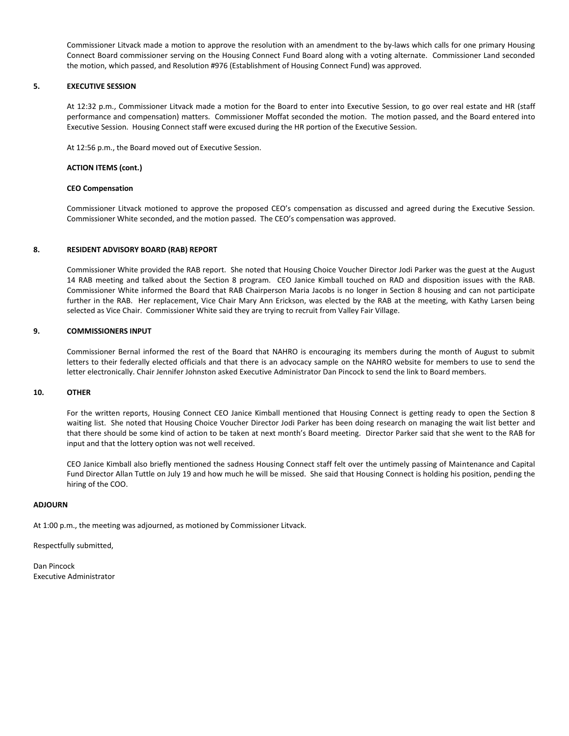Commissioner Litvack made a motion to approve the resolution with an amendment to the by-laws which calls for one primary Housing Connect Board commissioner serving on the Housing Connect Fund Board along with a voting alternate. Commissioner Land seconded the motion, which passed, and Resolution #976 (Establishment of Housing Connect Fund) was approved.

## 5. EXECUTIVE SESSION

At 12:32 p.m., Commissioner Litvack made a motion for the Board to enter into Executive Session, to go over real estate and HR (staff performance and compensation) matters. Commissioner Moffat seconded the motion. The motion passed, and the Board entered into Executive Session. Housing Connect staff were excused during the HR portion of the Executive Session.

At 12:56 p.m., the Board moved out of Executive Session.

**ACTION ITEMS (cont.)**

**CEO Compensation**

Commissioner Litvack motioned to approve the proposed CEO's compensation as discussed and agreed during the Executive Session. Commissioner White seconded, and the motion passed. The CEO's compensation was approved.

## 8. RESIDENT ADVISORY BOARD (RAB) REPORT

Commissioner White provided the RAB report. She noted that Housing Choice Voucher Director Jodi Parker was the guest at the August 14 RAB meeting and talked about the Section 8 program. CEO Janice Kimball touched on RAD and disposition issues with the RAB. Commissioner White informed the Board that RAB Chairperson Maria Jacobs is no longer in Section 8 housing and can not participate further in the RAB. Her replacement, Vice Chair Mary Ann Erickson, was elected by the RAB at the meeting, with Kathy Larsen being selected as Vice Chair. Commissioner White said they are trying to recruit from Valley Fair Village.

## 9. COMMISSIONERS INPUT

Commissioner Bernal informed the rest of the Board that NAHRO is encouraging its members during the month of August to submit letters to their federally elected officials and that there is an advocacy sample on the NAHRO website for members to use to send the letter electronically. Chair Jennifer Johnston asked Executive Administrator Dan Pincock to send the link to Board members.

## 10. OTHER

For the written reports, Housing Connect CEO Janice Kimball mentioned that Housing Connect is getting ready to open the Section 8 waiting list. She noted that Housing Choice Voucher Director Jodi Parker has been doing research on managing the wait list better and that there should be some kind of action to be taken at next month's Board meeting. Director Parker said that she went to the RAB for input and that the lottery option was not well received.

CEO Janice Kimball also briefly mentioned the sadness Housing Connect staff felt over the untimely passing of Maintenance and Capital Fund Director Allan Tuttle on July 19 and how much he will be missed. She said that Housing Connect is holding his position, pending the hiring of the COO.

## ADJOURN

At 1:00 p.m., the meeting was adjourned, as motioned by Commissioner Litvack.

Respectfully submitted,

Dan Pincock
Executive Administrator